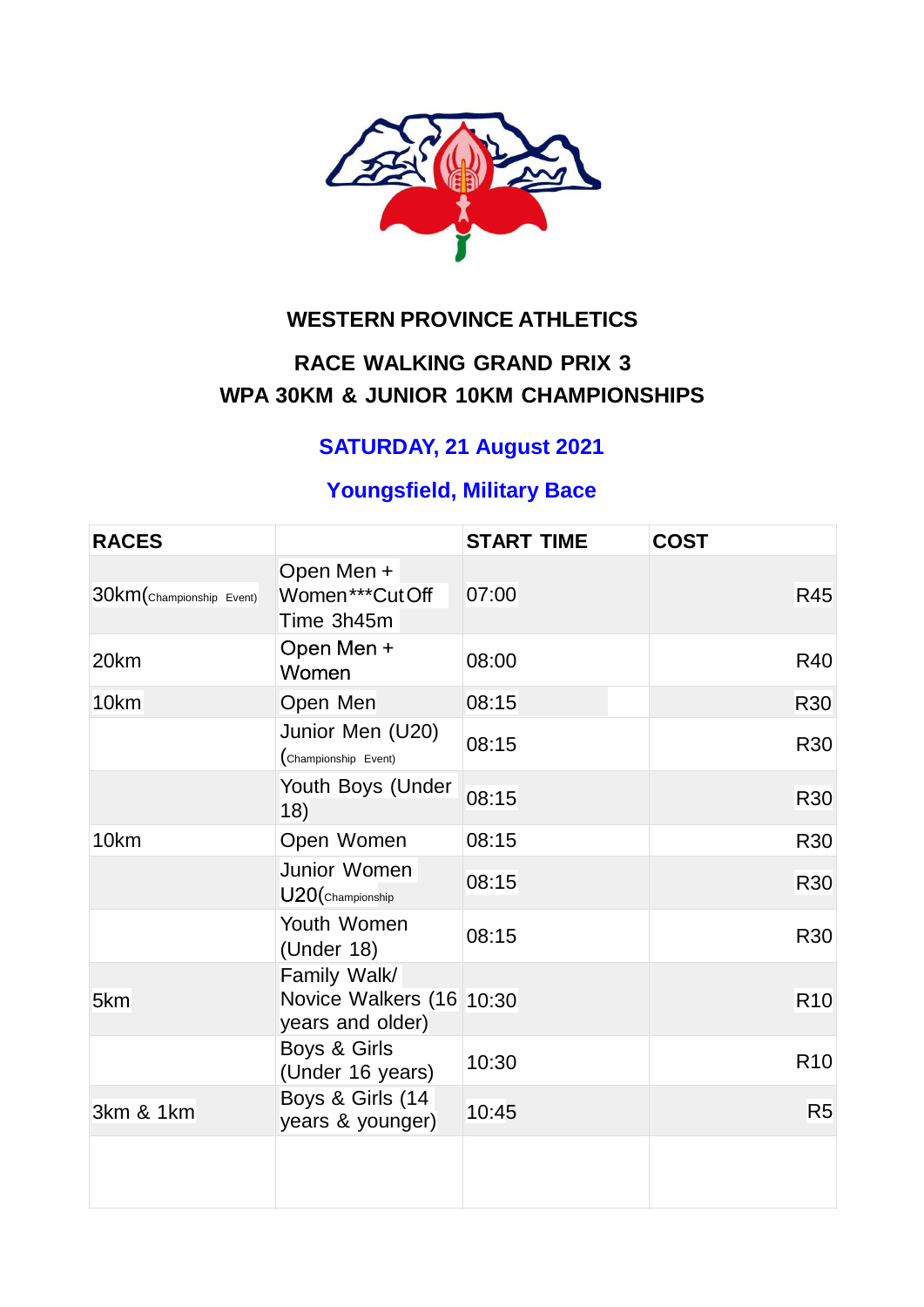# WESTERN PROVINCE ATHLETICS

## RACE WALKING GRAND PRIX 3
## WPA 30KM & JUNIOR 10KM CHAMPIONSHIPS

### SATURDAY, 21 August 2021

### Youngsfield, Military Bace

| RACES | | START TIME | COST |
|---|---|---|---|
| 30km(Championship Event) | Open Men + Women***Cut Off Time 3h45m | 07:00 | R45 |
| 20km | Open Men + Women | 08:00 | R40 |
| 10km | Open Men | 08:15 | R30 |
| | Junior Men (U20) (Championship Event) | 08:15 | R30 |
| | Youth Boys (Under 18) | 08:15 | R30 |
| 10km | Open Women | 08:15 | R30 |
| | Junior Women U20(Championship | 08:15 | R30 |
| | Youth Women (Under 18) | 08:15 | R30 |
| 5km | Family Walk/ Novice Walkers (16 years and older) | 10:30 | R10 |
| | Boys & Girls (Under 16 years) | 10:30 | R10 |
| 3km & 1km | Boys & Girls (14 years & younger) | 10:45 | R5 |
| | | | |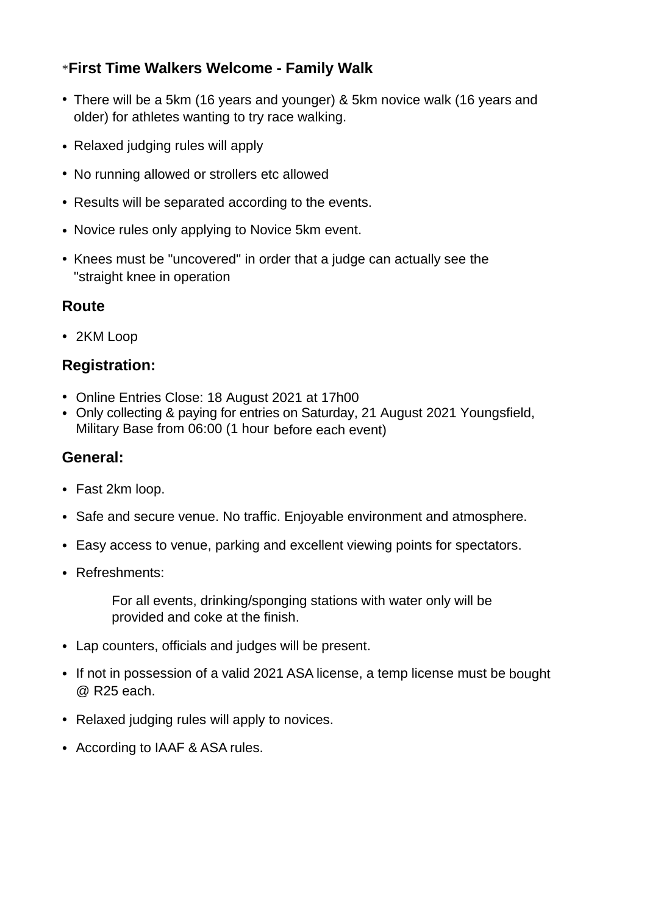### *First Time Walkers Welcome - Family Walk

- There will be a 5km (16 years and younger) & 5km novice walk (16 years and older) for athletes wanting to try race walking.
- Relaxed judging rules will apply
- No running allowed or strollers etc allowed
- Results will be separated according to the events.
- Novice rules only applying to Novice 5km event.
- Knees must be "uncovered" in order that a judge can actually see the "straight knee in operation

## Route

- 2KM Loop

## Registration:

- Online Entries Close: 18 August 2021 at 17h00
- Only collecting & paying for entries on Saturday, 21 August 2021 Youngsfield, Military Base from 06:00 (1 hour before each event)

## General:

- Fast 2km loop.
- Safe and secure venue. No traffic. Enjoyable environment and atmosphere.
- Easy access to venue, parking and excellent viewing points for spectators.
- Refreshments:

  For all events, drinking/sponging stations with water only will be provided and coke at the finish.

- Lap counters, officials and judges will be present.
- If not in possession of a valid 2021 ASA license, a temp license must be bought @ R25 each.
- Relaxed judging rules will apply to novices.
- According to IAAF & ASA rules.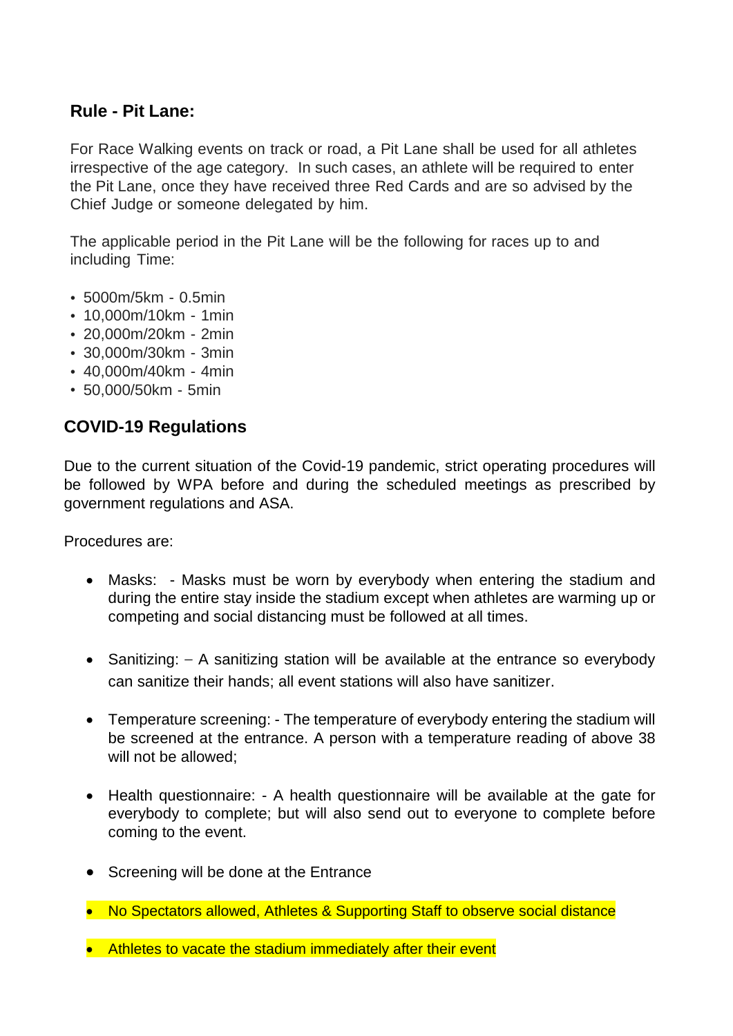## Rule - Pit Lane:

For Race Walking events on track or road, a Pit Lane shall be used for all athletes irrespective of the age category. In such cases, an athlete will be required to enter the Pit Lane, once they have received three Red Cards and are so advised by the Chief Judge or someone delegated by him.

The applicable period in the Pit Lane will be the following for races up to and including Time:

- 5000m/5km - 0.5min
- 10,000m/10km - 1min
- 20,000m/20km - 2min
- 30,000m/30km - 3min
- 40,000m/40km - 4min
- 50,000/50km - 5min

## COVID-19 Regulations

Due to the current situation of the Covid-19 pandemic, strict operating procedures will be followed by WPA before and during the scheduled meetings as prescribed by government regulations and ASA.

Procedures are:

- Masks: - Masks must be worn by everybody when entering the stadium and during the entire stay inside the stadium except when athletes are warming up or competing and social distancing must be followed at all times.
- Sanitizing: – A sanitizing station will be available at the entrance so everybody can sanitize their hands; all event stations will also have sanitizer.
- Temperature screening: - The temperature of everybody entering the stadium will be screened at the entrance. A person with a temperature reading of above 38 will not be allowed;
- Health questionnaire: - A health questionnaire will be available at the gate for everybody to complete; but will also send out to everyone to complete before coming to the event.
- Screening will be done at the Entrance
- No Spectators allowed, Athletes & Supporting Staff to observe social distance
- Athletes to vacate the stadium immediately after their event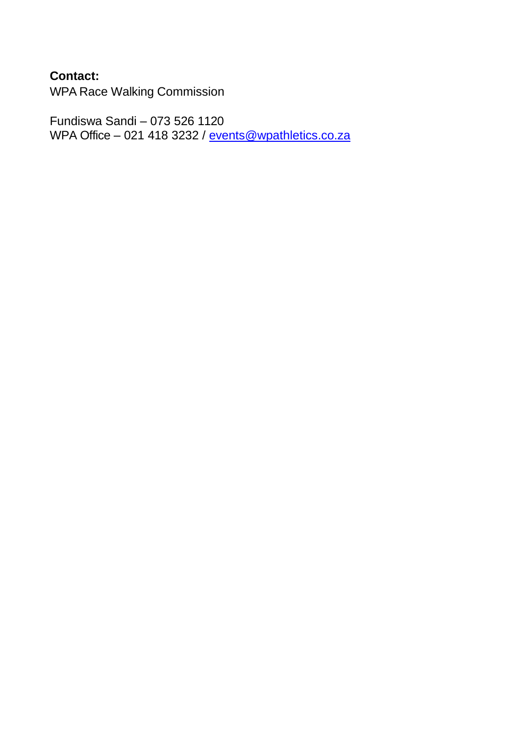**Contact:**
WPA Race Walking Commission

Fundiswa Sandi – 073 526 1120
WPA Office – 021 418 3232 / events@wpathletics.co.za